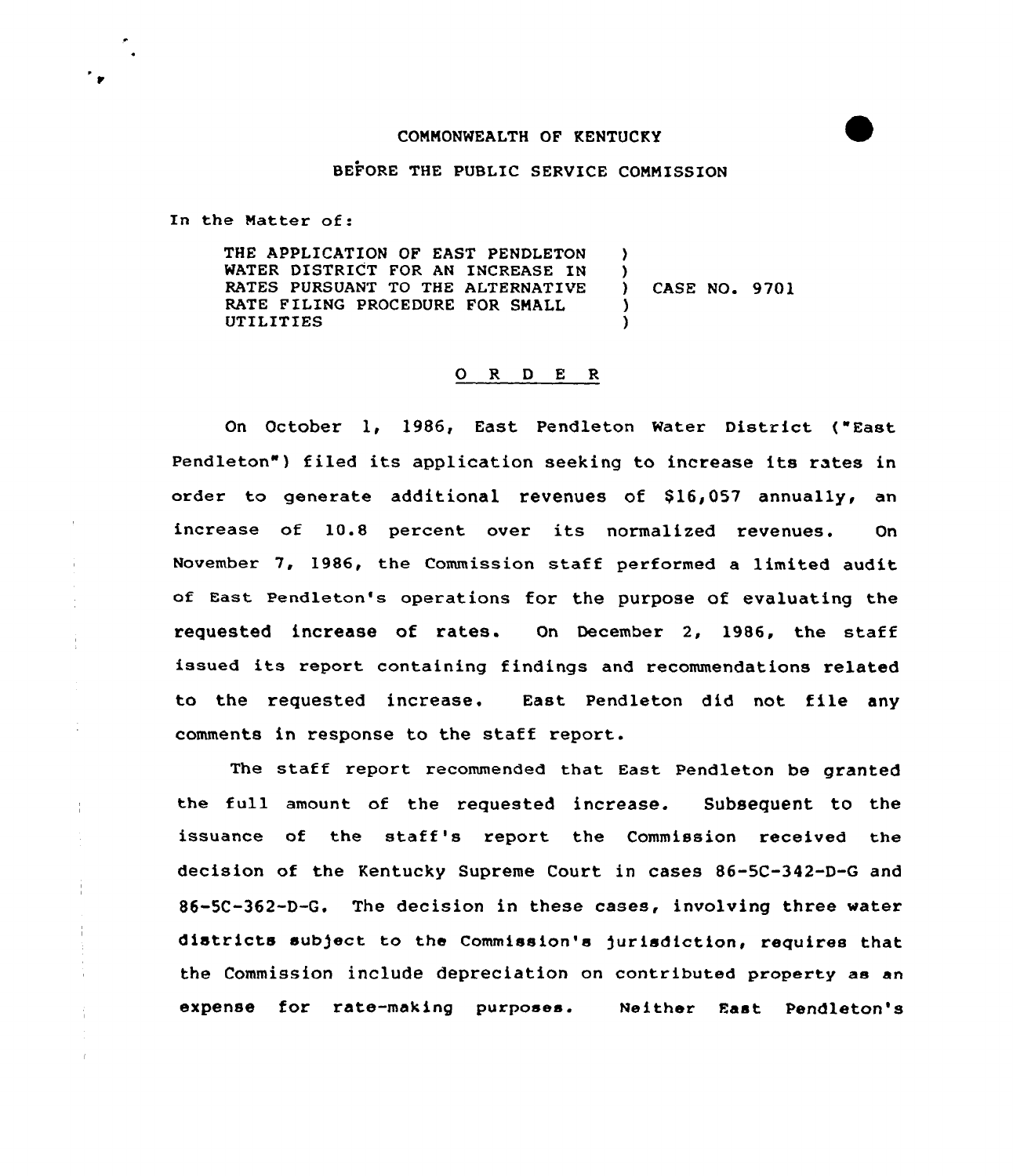COMMONWEALTH OF KENTUCKY

BEFORE THE PUBLIC SERVICE COMMISSION

In the Matter of:

| | | |
|---|---|---|
| THE APPLICATION OF EAST PENDLETON WATER DISTRICT FOR AN INCREASE IN RATES PURSUANT TO THE ALTERNATIVE RATE FILING PROCEDURE FOR SMALL UTILITIES | ) | CASE NO. 9701 |

O R D E R

On October 1, 1986, East Pendleton Water District ("East Pendleton") filed its application seeking to increase its rates in order to generate additional revenues of $16,057 annually, an increase of 10.8 percent over its normalized revenues. On November 7, 1986, the Commission staff performed a limited audit of East Pendleton's operations for the purpose of evaluating the requested increase of rates. On December 2, 1986, the staff issued its report containing findings and recommendations related to the requested increase. East Pendleton did not file any comments in response to the staff report.

The staff report recommended that East Pendleton be granted the full amount of the requested increase. Subsequent to the issuance of the staff's report the Commission received the decision of the Kentucky Supreme Court in cases 86-SC-342-D-G and 86-SC-362-D-G. The decision in these cases, involving three water districts subject to the Commission's jurisdiction, requires that the Commission include depreciation on contributed property as an expense for rate-making purposes. Neither East Pendleton's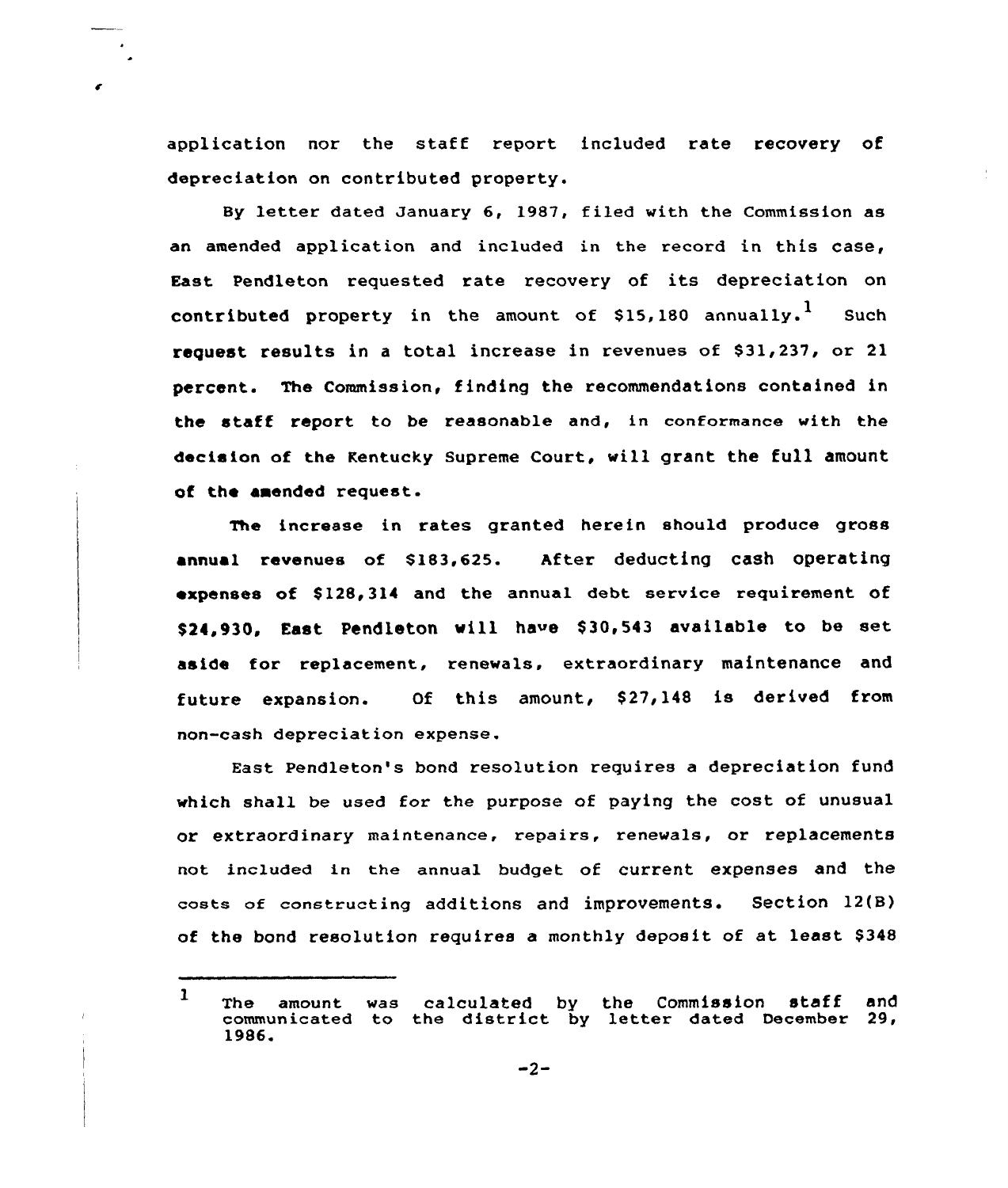application nor the staff report included rate recovery of depreciation on contributed property.

By letter dated January 6, 1987, filed with the Commission as an amended application and included in the record in this case, East Pendleton requested rate recovery of its depreciation on contributed property in the amount of $15,180 annually.[1] Such request results in a total increase in revenues of $31,237, or 21 percent. The Commission, finding the recommendations contained in the staff report to be reasonable and, in conformance with the decision of the Kentucky Supreme Court, will grant the full amount of the amended request.

The increase in rates granted herein should produce gross annual revenues of $183,625. After deducting cash operating expenses of $128,314 and the annual debt service requirement of $24,930, East Pendleton will have $30,543 available to be set aside for replacement, renewals, extraordinary maintenance and future expansion. Of this amount, $27,148 is derived from non-cash depreciation expense.

East Pendleton's bond resolution requires a depreciation fund which shall be used for the purpose of paying the cost of unusual or extraordinary maintenance, repairs, renewals, or replacements not included in the annual budget of current expenses and the costs of constructing additions and improvements. Section 12(B) of the bond resolution requires a monthly deposit of at least $348

---

[1] The amount was calculated by the Commission staff and communicated to the district by letter dated December 29, 1986.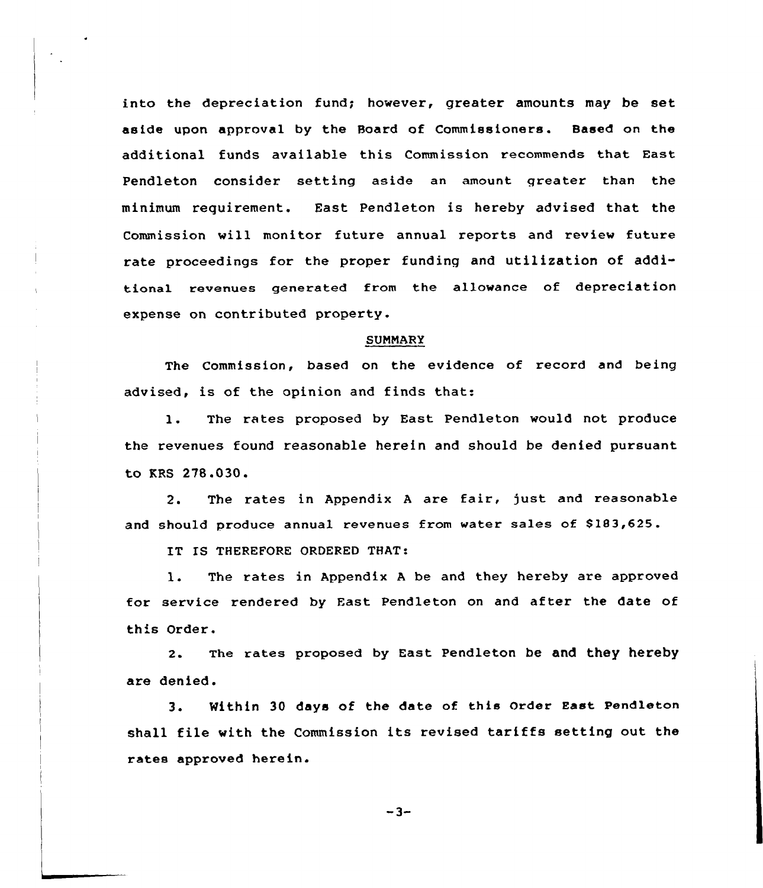into the depreciation fund; however, greater amounts may be set aside upon approval by the Board of Commissioners. Based on the additional funds available this Commission recommends that East Pendleton consider setting aside an amount greater than the minimum requirement. East Pendleton is hereby advised that the Commission will monitor future annual reports and review future rate proceedings for the proper funding and utilization of additional revenues generated from the allowance of depreciation expense on contributed property.

## SUMMARY

The Commission, based on the evidence of record and being advised, is of the opinion and finds that:

1. The rates proposed by East Pendleton would not produce the revenues found reasonable herein and should be denied pursuant to KRS 278.030.

2. The rates in Appendix A are fair, just and reasonable and should produce annual revenues from water sales of $183,625.

IT IS THEREFORE ORDERED THAT:

1. The rates in Appendix A be and they hereby are approved for service rendered by East Pendleton on and after the date of this Order.

2. The rates proposed by East Pendleton be and they hereby are denied.

3. Within 30 days of the date of this Order East Pendleton shall file with the Commission its revised tariffs setting out the rates approved herein.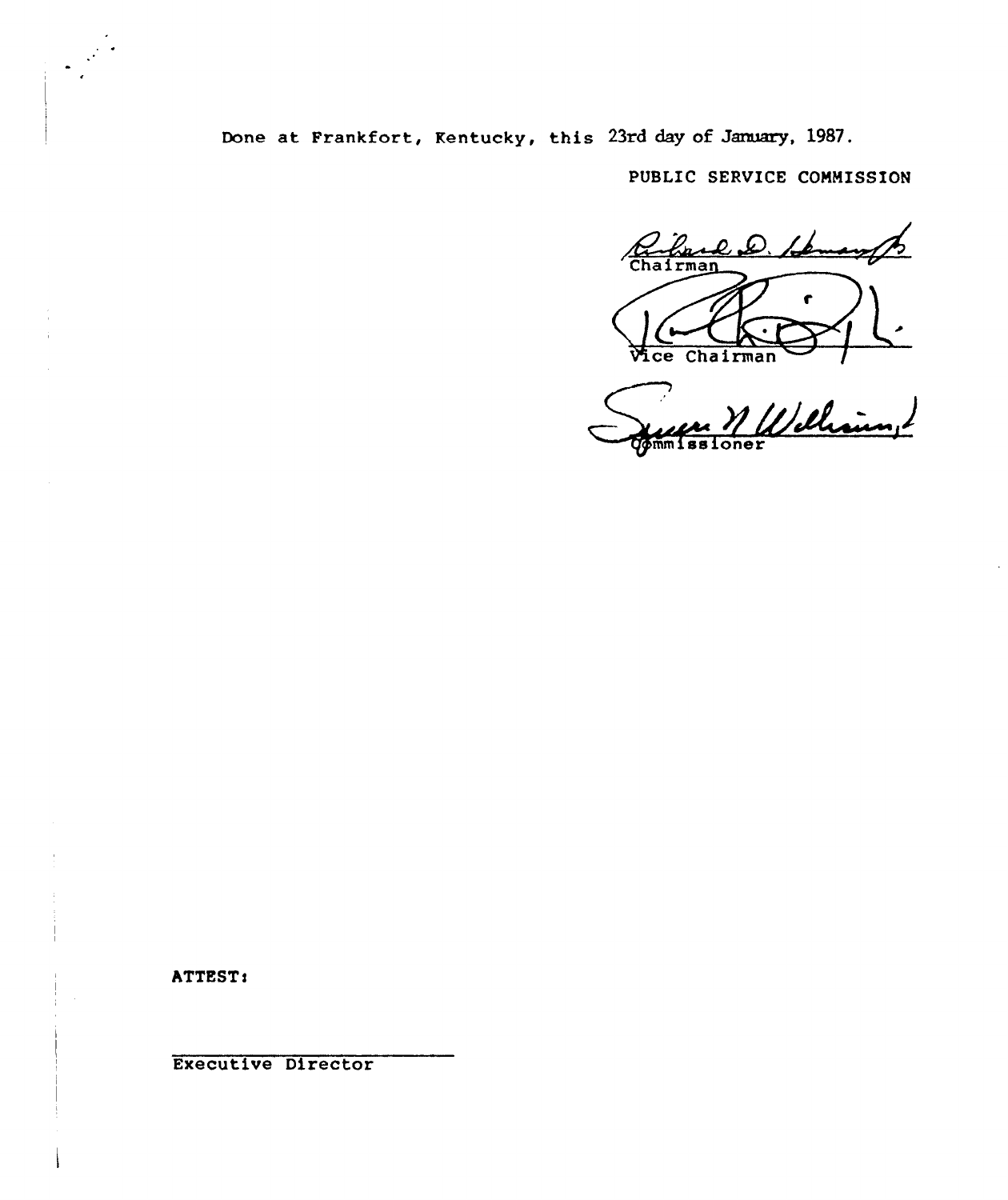Done at Frankfort, Kentucky, this 23rd day of January, 1987.

PUBLIC SERVICE COMMISSION

Chairman

Vice Chairman

Commissioner

ATTEST:

Executive Director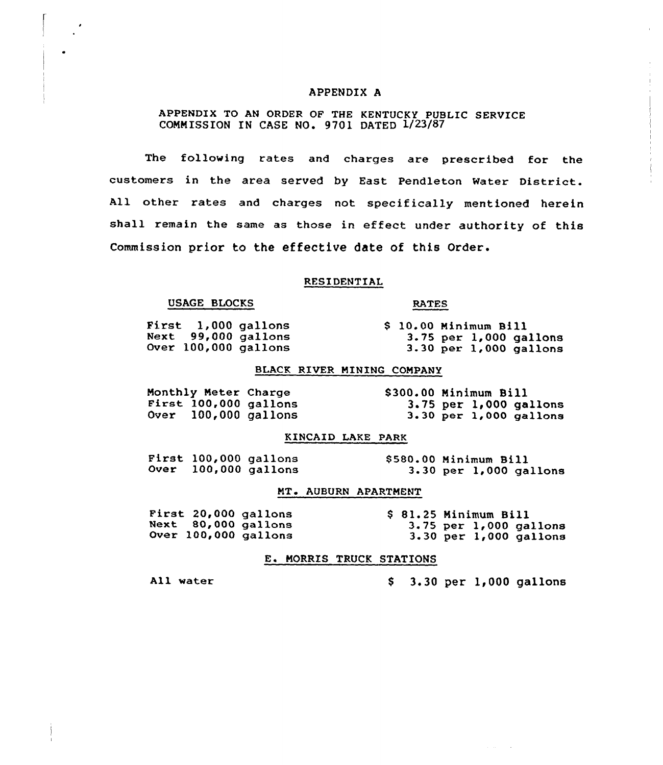# APPENDIX A

APPENDIX TO AN ORDER OF THE KENTUCKY PUBLIC SERVICE COMMISSION IN CASE NO. 9701 DATED 1/23/87

The following rates and charges are prescribed for the customers in the area served by East Pendleton Water District. All other rates and charges not specifically mentioned herein shall remain the same as those in effect under authority of this Commission prior to the effective date of this Order.

## RESIDENTIAL

| USAGE BLOCKS | RATES |
|---|---|
| First 1,000 gallons | $ 10.00 Minimum Bill |
| Next 99,000 gallons | 3.75 per 1,000 gallons |
| Over 100,000 gallons | 3.30 per 1,000 gallons |

## BLACK RIVER MINING COMPANY

| | |
|---|---|
| Monthly Meter Charge | $300.00 Minimum Bill |
| First 100,000 gallons | 3.75 per 1,000 gallons |
| Over 100,000 gallons | 3.30 per 1,000 gallons |

## KINCAID LAKE PARK

| | |
|---|---|
| First 100,000 gallons | $580.00 Minimum Bill |
| Over 100,000 gallons | 3.30 per 1,000 gallons |

## MT. AUBURN APARTMENT

| | |
|---|---|
| First 20,000 gallons | $ 81.25 Minimum Bill |
| Next 80,000 gallons | 3.75 per 1,000 gallons |
| Over 100,000 gallons | 3.30 per 1,000 gallons |

## E. MORRIS TRUCK STATIONS

| | |
|---|---|
| All water | $ 3.30 per 1,000 gallons |